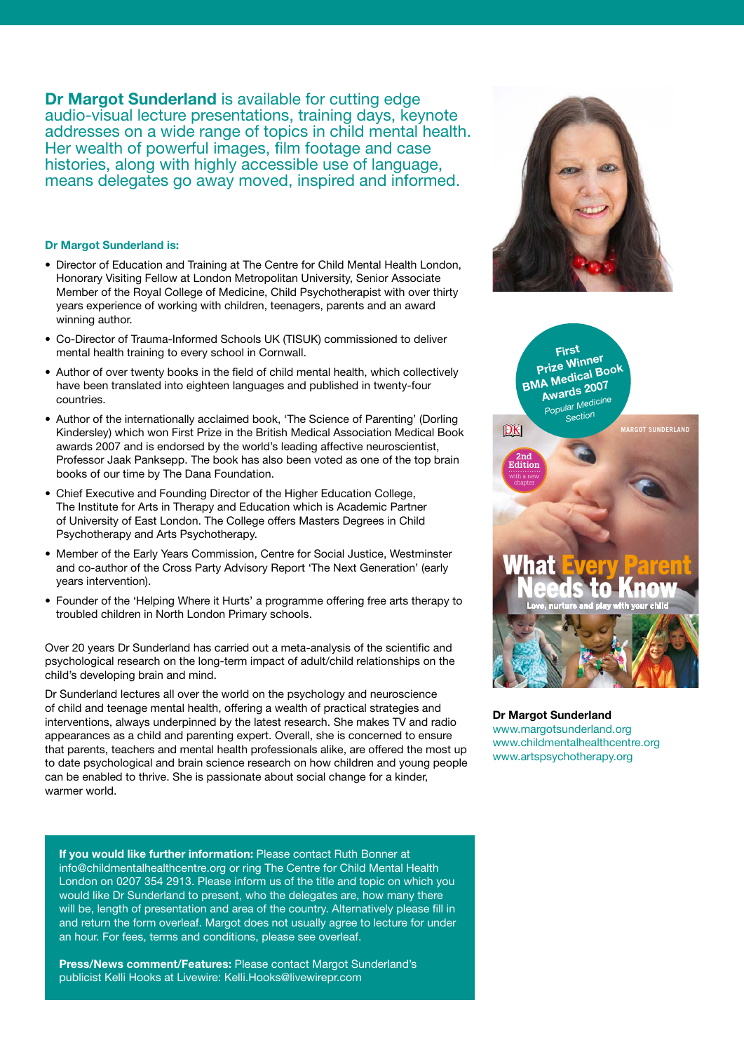**Dr Margot Sunderland** is available for cutting edge audio-visual lecture presentations, training days, keynote addresses on a wide range of topics in child mental health. Her wealth of powerful images, film footage and case histories, along with highly accessible use of language, means delegates go away moved, inspired and informed.

**Dr Margot Sunderland is:**

- Director of Education and Training at The Centre for Child Mental Health London, Honorary Visiting Fellow at London Metropolitan University, Senior Associate Member of the Royal College of Medicine, Child Psychotherapist with over thirty years experience of working with children, teenagers, parents and an award winning author.
- Co-Director of Trauma-Informed Schools UK (TISUK) commissioned to deliver mental health training to every school in Cornwall.
- Author of over twenty books in the field of child mental health, which collectively have been translated into eighteen languages and published in twenty-four countries.
- Author of the internationally acclaimed book, 'The Science of Parenting' (Dorling Kindersley) which won First Prize in the British Medical Association Medical Book awards 2007 and is endorsed by the world's leading affective neuroscientist, Professor Jaak Panksepp. The book has also been voted as one of the top brain books of our time by The Dana Foundation.
- Chief Executive and Founding Director of the Higher Education College, The Institute for Arts in Therapy and Education which is Academic Partner of University of East London. The College offers Masters Degrees in Child Psychotherapy and Arts Psychotherapy.
- Member of the Early Years Commission, Centre for Social Justice, Westminster and co-author of the Cross Party Advisory Report 'The Next Generation' (early years intervention).
- Founder of the 'Helping Where it Hurts' a programme offering free arts therapy to troubled children in North London Primary schools.

Over 20 years Dr Sunderland has carried out a meta-analysis of the scientific and psychological research on the long-term impact of adult/child relationships on the child's developing brain and mind.

Dr Sunderland lectures all over the world on the psychology and neuroscience of child and teenage mental health, offering a wealth of practical strategies and interventions, always underpinned by the latest research. She makes TV and radio appearances as a child and parenting expert. Overall, she is concerned to ensure that parents, teachers and mental health professionals alike, are offered the most up to date psychological and brain science research on how children and young people can be enabled to thrive. She is passionate about social change for a kinder, warmer world.

First Prize Winner BMA Medical Book Awards 2007 Popular Medicine Section

MARGOT SUNDERLAND

2nd Edition with a new chapter

What Every Parent Needs to Know

Love, nurture and play with your child

**Dr Margot Sunderland**
www.margotsunderland.org
www.childmentalhealthcentre.org
www.artspsychotherapy.org

**If you would like further information:** Please contact Ruth Bonner at info@childmentalhealthcentre.org or ring The Centre for Child Mental Health London on 0207 354 2913. Please inform us of the title and topic on which you would like Dr Sunderland to present, who the delegates are, how many there will be, length of presentation and area of the country. Alternatively please fill in and return the form overleaf. Margot does not usually agree to lecture for under an hour. For fees, terms and conditions, please see overleaf.

**Press/News comment/Features:** Please contact Margot Sunderland's publicist Kelli Hooks at Livewire: Kelli.Hooks@livewirepr.com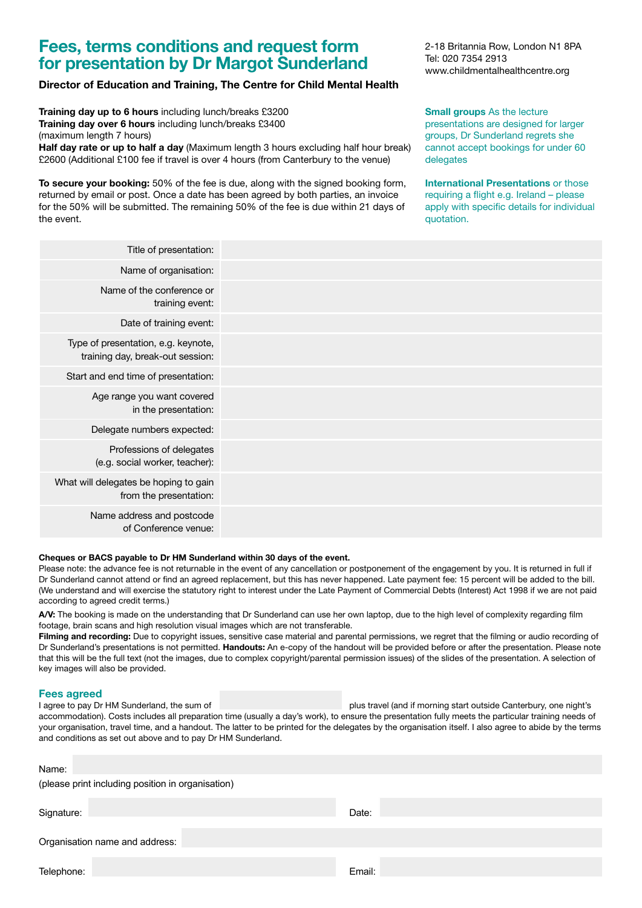# Fees, terms conditions and request form for presentation by Dr Margot Sunderland

**Director of Education and Training, The Centre for Child Mental Health**

2-18 Britannia Row, London N1 8PA
Tel: 020 7354 2913
www.childmentalhealthcentre.org

**Training day up to 6 hours** including lunch/breaks £3200
**Training day over 6 hours** including lunch/breaks £3400
(maximum length 7 hours)
**Half day rate or up to half a day** (Maximum length 3 hours excluding half hour break) £2600 (Additional £100 fee if travel is over 4 hours (from Canterbury to the venue)

**To secure your booking:** 50% of the fee is due, along with the signed booking form, returned by email or post. Once a date has been agreed by both parties, an invoice for the 50% will be submitted. The remaining 50% of the fee is due within 21 days of the event.

**Small groups** As the lecture presentations are designed for larger groups, Dr Sunderland regrets she cannot accept bookings for under 60 delegates

**International Presentations** or those requiring a flight e.g. Ireland – please apply with specific details for individual quotation.

| | |
|---|---|
| Title of presentation: | |
| Name of organisation: | |
| Name of the conference or training event: | |
| Date of training event: | |
| Type of presentation, e.g. keynote, training day, break-out session: | |
| Start and end time of presentation: | |
| Age range you want covered in the presentation: | |
| Delegate numbers expected: | |
| Professions of delegates (e.g. social worker, teacher): | |
| What will delegates be hoping to gain from the presentation: | |
| Name address and postcode of Conference venue: | |

**Cheques or BACS payable to Dr HM Sunderland within 30 days of the event.**
Please note: the advance fee is not returnable in the event of any cancellation or postponement of the engagement by you. It is returned in full if Dr Sunderland cannot attend or find an agreed replacement, but this has never happened. Late payment fee: 15 percent will be added to the bill. (We understand and will exercise the statutory right to interest under the Late Payment of Commercial Debts (Interest) Act 1998 if we are not paid according to agreed credit terms.)

**A/V:** The booking is made on the understanding that Dr Sunderland can use her own laptop, due to the high level of complexity regarding film footage, brain scans and high resolution visual images which are not transferable.

**Filming and recording:** Due to copyright issues, sensitive case material and parental permissions, we regret that the filming or audio recording of Dr Sunderland's presentations is not permitted. **Handouts:** An e-copy of the handout will be provided before or after the presentation. Please note that this will be the full text (not the images, due to complex copyright/parental permission issues) of the slides of the presentation. A selection of key images will also be provided.

## Fees agreed

I agree to pay Dr HM Sunderland, the sum of \_\_\_\_\_\_\_\_\_\_ plus travel (and if morning start outside Canterbury, one night's accommodation). Costs includes all preparation time (usually a day's work), to ensure the presentation fully meets the particular training needs of your organisation, travel time, and a handout. The latter to be printed for the delegates by the organisation itself. I also agree to abide by the terms and conditions as set out above and to pay Dr HM Sunderland.

Name:
(please print including position in organisation)

Signature: Date:

Organisation name and address:

Telephone: Email: